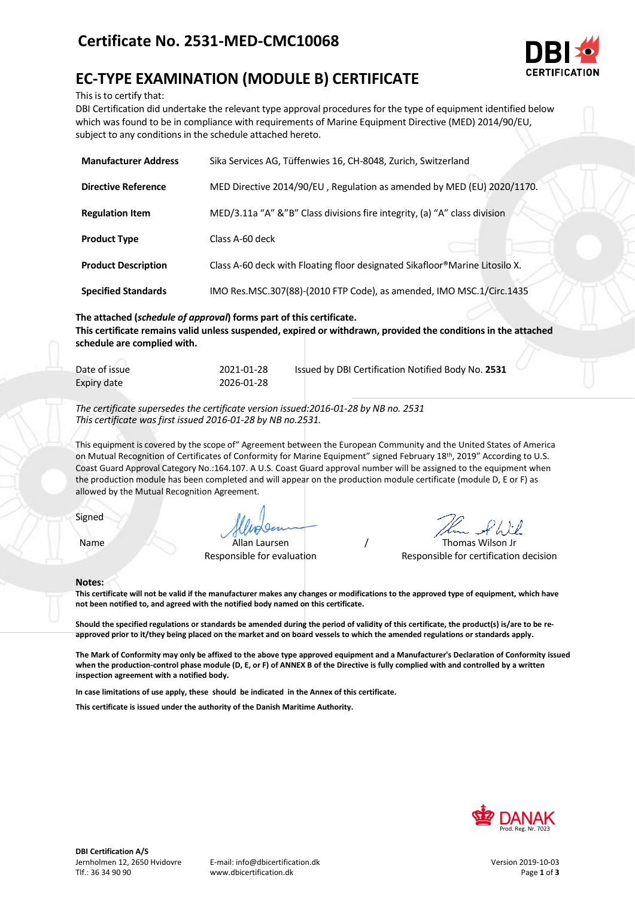# Certificate No. 2531-MED-CMC10068

# EC-TYPE EXAMINATION (MODULE B) CERTIFICATE

This is to certify that:
DBI Certification did undertake the relevant type approval procedures for the type of equipment identified below which was found to be in compliance with requirements of Marine Equipment Directive (MED) 2014/90/EU, subject to any conditions in the schedule attached hereto.

| | |
|---|---|
| **Manufacturer Address** | Sika Services AG, Tüffenwies 16, CH-8048, Zurich, Switzerland |
| **Directive Reference** | MED Directive 2014/90/EU , Regulation as amended by MED (EU) 2020/1170. |
| **Regulation Item** | MED/3.11a "A" &"B" Class divisions fire integrity, (a) "A" class division |
| **Product Type** | Class A-60 deck |
| **Product Description** | Class A-60 deck with Floating floor designated Sikafloor®Marine Litosilo X. |
| **Specified Standards** | IMO Res.MSC.307(88)-(2010 FTP Code), as amended, IMO MSC.1/Circ.1435 |

**The attached (*schedule of approval*) forms part of this certificate.**
**This certificate remains valid unless suspended, expired or withdrawn, provided the conditions in the attached schedule are complied with.**

| | | |
|---|---|---|
| Date of issue | 2021-01-28 | Issued by DBI Certification Notified Body No. **2531** |
| Expiry date | 2026-01-28 | |

*The certificate supersedes the certificate version issued:2016-01-28 by NB no. 2531*
*This certificate was first issued 2016-01-28 by NB no.2531.*

This equipment is covered by the scope of" Agreement between the European Community and the United States of America on Mutual Recognition of Certificates of Conformity for Marine Equipment" signed February 18th, 2019" According to U.S. Coast Guard Approval Category No.:164.107. A U.S. Coast Guard approval number will be assigned to the equipment when the production module has been completed and will appear on the production module certificate (module D, E or F) as allowed by the Mutual Recognition Agreement.

Signed

Name — Allan Laursen, Responsible for evaluation / Thomas Wilson Jr, Responsible for certification decision

**Notes:**

**This certificate will not be valid if the manufacturer makes any changes or modifications to the approved type of equipment, which have not been notified to, and agreed with the notified body named on this certificate.**

**Should the specified regulations or standards be amended during the period of validity of this certificate, the product(s) is/are to be re-approved prior to it/they being placed on the market and on board vessels to which the amended regulations or standards apply.**

**The Mark of Conformity may only be affixed to the above type approved equipment and a Manufacturer's Declaration of Conformity issued when the production-control phase module (D, E, or F) of ANNEX B of the Directive is fully complied with and controlled by a written inspection agreement with a notified body.**

**In case limitations of use apply, these should be indicated in the Annex of this certificate.**

**This certificate is issued under the authority of the Danish Maritime Authority.**

DANAK Prod. Reg. Nr. 7023

**DBI Certification A/S**
Jernholmen 12, 2650 Hvidovre
Tlf.: 36 34 90 90

E-mail: info@dbicertification.dk
www.dbicertification.dk

Version 2019-10-03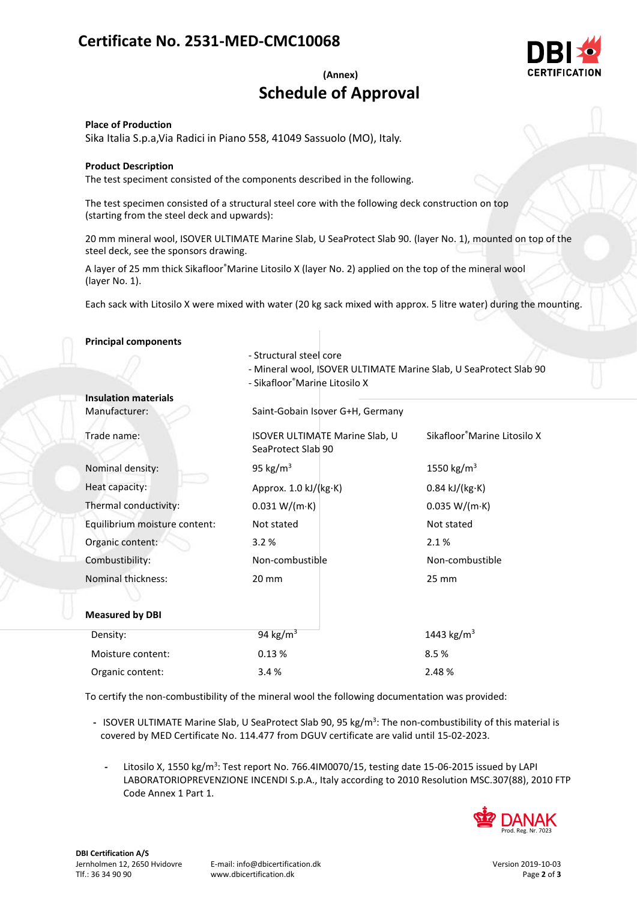# Certificate No. 2531-MED-CMC10068

**(Annex)**

## Schedule of Approval

**Place of Production**
Sika Italia S.p.a,Via Radici in Piano 558, 41049 Sassuolo (MO), Italy.

**Product Description**
The test speciment consisted of the components described in the following.

The test specimen consisted of a structural steel core with the following deck construction on top (starting from the steel deck and upwards):

20 mm mineral wool, ISOVER ULTIMATE Marine Slab, U SeaProtect Slab 90. (layer No. 1), mounted on top of the steel deck, see the sponsors drawing.

A layer of 25 mm thick Sikafloor®Marine Litosilo X (layer No. 2) applied on the top of the mineral wool (layer No. 1).

Each sack with Litosilo X were mixed with water (20 kg sack mixed with approx. 5 litre water) during the mounting.

**Principal components**

- Structural steel core
- Mineral wool, ISOVER ULTIMATE Marine Slab, U SeaProtect Slab 90
- Sikafloor®Marine Litosilo X

| **Insulation materials** | | |
|---|---|---|
| Manufacturer: | Saint-Gobain Isover G+H, Germany | |
| Trade name: | ISOVER ULTIMATE Marine Slab, U SeaProtect Slab 90 | Sikafloor®Marine Litosilo X |
| Nominal density: | 95 kg/m³ | 1550 kg/m³ |
| Heat capacity: | Approx. 1.0 kJ/(kg·K) | 0.84 kJ/(kg·K) |
| Thermal conductivity: | 0.031 W/(m·K) | 0.035 W/(m·K) |
| Equilibrium moisture content: | Not stated | Not stated |
| Organic content: | 3.2 % | 2.1 % |
| Combustibility: | Non-combustible | Non-combustible |
| Nominal thickness: | 20 mm | 25 mm |
| **Measured by DBI** | | |
| Density: | 94 kg/m³ | 1443 kg/m³ |
| Moisture content: | 0.13 % | 8.5 % |
| Organic content: | 3.4 % | 2.48 % |

To certify the non-combustibility of the mineral wool the following documentation was provided:

- ISOVER ULTIMATE Marine Slab, U SeaProtect Slab 90, 95 kg/m³: The non-combustibility of this material is covered by MED Certificate No. 114.477 from DGUV certificate are valid until 15-02-2023.
- Litosilo X, 1550 kg/m³: Test report No. 766.4IM0070/15, testing date 15-06-2015 issued by LAPI LABORATORIOPREVENZIONE INCENDI S.p.A., Italy according to 2010 Resolution MSC.307(88), 2010 FTP Code Annex 1 Part 1.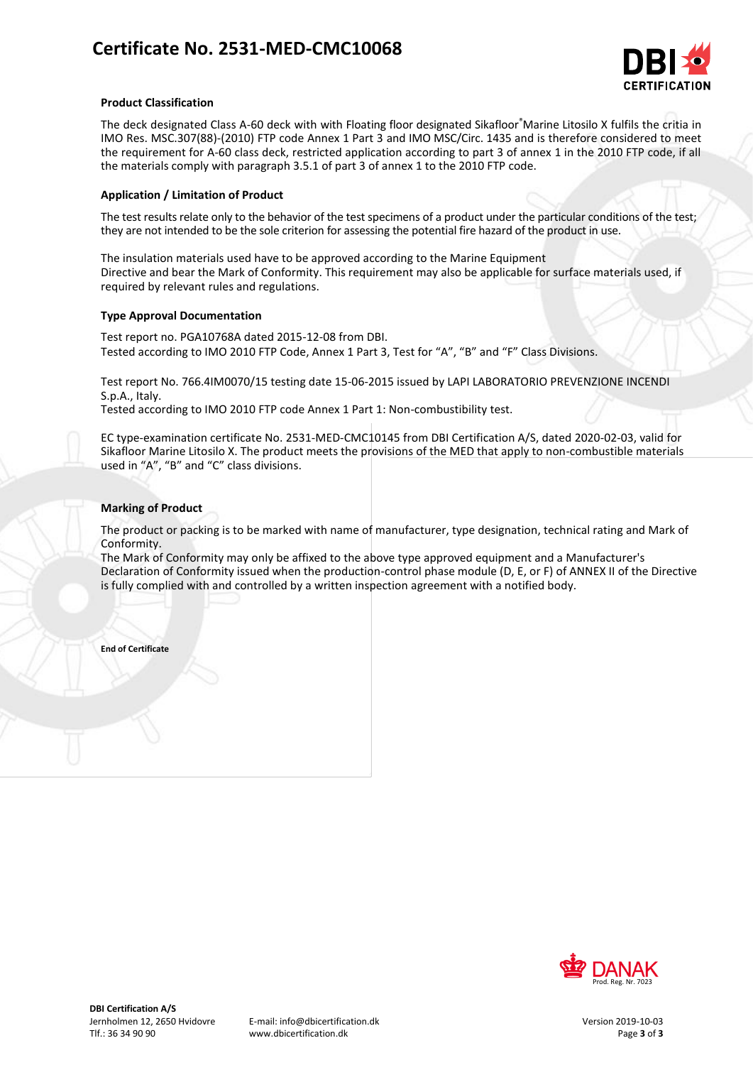# Certificate No. 2531-MED-CMC10068

**Product Classification**

The deck designated Class A-60 deck with with Floating floor designated Sikafloor®Marine Litosilo X fulfils the critia in IMO Res. MSC.307(88)-(2010) FTP code Annex 1 Part 3 and IMO MSC/Circ. 1435 and is therefore considered to meet the requirement for A-60 class deck, restricted application according to part 3 of annex 1 in the 2010 FTP code, if all the materials comply with paragraph 3.5.1 of part 3 of annex 1 to the 2010 FTP code.

**Application / Limitation of Product**

The test results relate only to the behavior of the test specimens of a product under the particular conditions of the test; they are not intended to be the sole criterion for assessing the potential fire hazard of the product in use.

The insulation materials used have to be approved according to the Marine Equipment Directive and bear the Mark of Conformity. This requirement may also be applicable for surface materials used, if required by relevant rules and regulations.

**Type Approval Documentation**

Test report no. PGA10768A dated 2015-12-08 from DBI.
Tested according to IMO 2010 FTP Code, Annex 1 Part 3, Test for "A", "B" and "F" Class Divisions.

Test report No. 766.4IM0070/15 testing date 15-06-2015 issued by LAPI LABORATORIO PREVENZIONE INCENDI S.p.A., Italy.
Tested according to IMO 2010 FTP code Annex 1 Part 1: Non-combustibility test.

EC type-examination certificate No. 2531-MED-CMC10145 from DBI Certification A/S, dated 2020-02-03, valid for Sikafloor Marine Litosilo X. The product meets the provisions of the MED that apply to non-combustible materials used in "A", "B" and "C" class divisions.

**Marking of Product**

The product or packing is to be marked with name of manufacturer, type designation, technical rating and Mark of Conformity.
The Mark of Conformity may only be affixed to the above type approved equipment and a Manufacturer's Declaration of Conformity issued when the production-control phase module (D, E, or F) of ANNEX II of the Directive is fully complied with and controlled by a written inspection agreement with a notified body.

**End of Certificate**

DANAK Prod. Reg. Nr. 7023

**DBI Certification A/S**
Jernholmen 12, 2650 Hvidovre
Tlf.: 36 34 90 90

E-mail: info@dbicertification.dk
www.dbicertification.dk

Version 2019-10-03